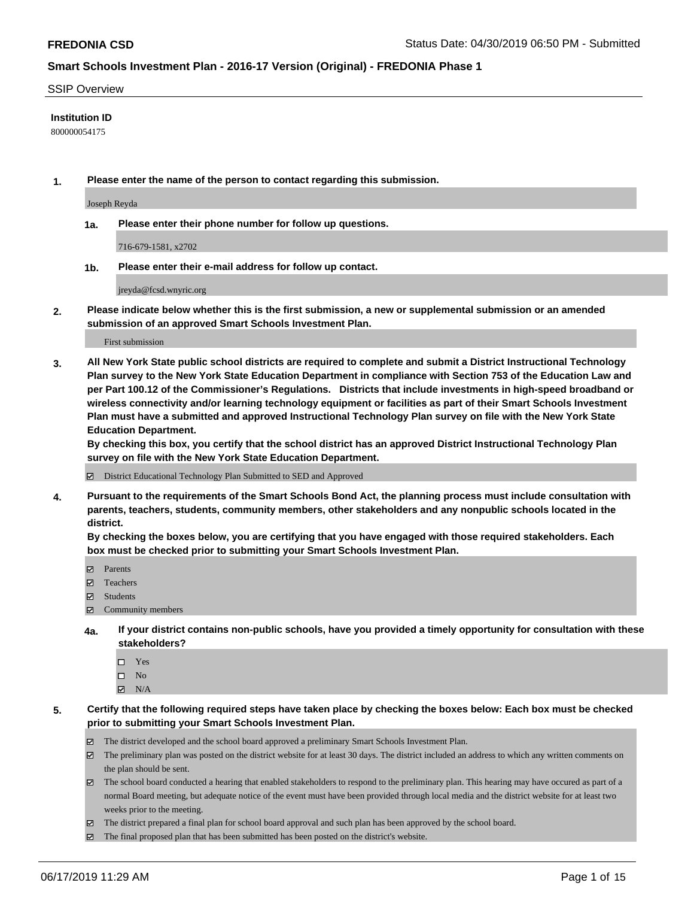**FREDONIA CSD** Status Date: 04/30/2019 06:50 PM - Submitted

## Smart Schools Investment Plan - 2016-17 Version (Original) - FREDONIA Phase 1

SSIP Overview

**Institution ID**

800000054175

**1. Please enter the name of the person to contact regarding this submission.**

Joseph Reyda

**1a. Please enter their phone number for follow up questions.**

716-679-1581, x2702

**1b. Please enter their e-mail address for follow up contact.**

jreyda@fcsd.wnyric.org

**2. Please indicate below whether this is the first submission, a new or supplemental submission or an amended submission of an approved Smart Schools Investment Plan.**

First submission

**3. All New York State public school districts are required to complete and submit a District Instructional Technology Plan survey to the New York State Education Department in compliance with Section 753 of the Education Law and per Part 100.12 of the Commissioner's Regulations. Districts that include investments in high-speed broadband or wireless connectivity and/or learning technology equipment or facilities as part of their Smart Schools Investment Plan must have a submitted and approved Instructional Technology Plan survey on file with the New York State Education Department.**
**By checking this box, you certify that the school district has an approved District Instructional Technology Plan survey on file with the New York State Education Department.**

- [x] District Educational Technology Plan Submitted to SED and Approved

**4. Pursuant to the requirements of the Smart Schools Bond Act, the planning process must include consultation with parents, teachers, students, community members, other stakeholders and any nonpublic schools located in the district.**
**By checking the boxes below, you are certifying that you have engaged with those required stakeholders. Each box must be checked prior to submitting your Smart Schools Investment Plan.**

- [x] Parents
- [x] Teachers
- [x] Students
- [x] Community members

**4a. If your district contains non-public schools, have you provided a timely opportunity for consultation with these stakeholders?**

- [ ] Yes
- [ ] No
- [x] N/A

**5. Certify that the following required steps have taken place by checking the boxes below: Each box must be checked prior to submitting your Smart Schools Investment Plan.**

- [x] The district developed and the school board approved a preliminary Smart Schools Investment Plan.
- [x] The preliminary plan was posted on the district website for at least 30 days. The district included an address to which any written comments on the plan should be sent.
- [x] The school board conducted a hearing that enabled stakeholders to respond to the preliminary plan. This hearing may have occured as part of a normal Board meeting, but adequate notice of the event must have been provided through local media and the district website for at least two weeks prior to the meeting.
- [x] The district prepared a final plan for school board approval and such plan has been approved by the school board.
- [x] The final proposed plan that has been submitted has been posted on the district's website.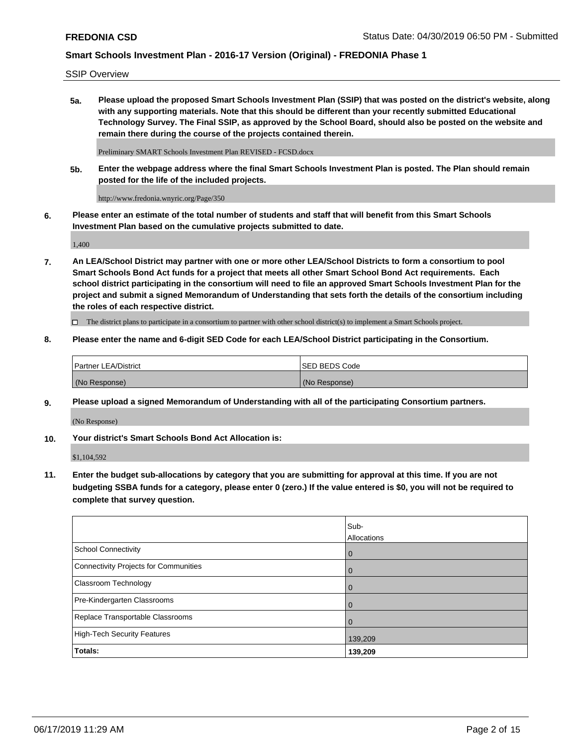SSIP Overview

**5a. Please upload the proposed Smart Schools Investment Plan (SSIP) that was posted on the district's website, along with any supporting materials. Note that this should be different than your recently submitted Educational Technology Survey. The Final SSIP, as approved by the School Board, should also be posted on the website and remain there during the course of the projects contained therein.**

Preliminary SMART Schools Investment Plan REVISED - FCSD.docx

**5b. Enter the webpage address where the final Smart Schools Investment Plan is posted. The Plan should remain posted for the life of the included projects.**

http://www.fredonia.wnyric.org/Page/350

**6. Please enter an estimate of the total number of students and staff that will benefit from this Smart Schools Investment Plan based on the cumulative projects submitted to date.**

1,400

**7. An LEA/School District may partner with one or more other LEA/School Districts to form a consortium to pool Smart Schools Bond Act funds for a project that meets all other Smart School Bond Act requirements. Each school district participating in the consortium will need to file an approved Smart Schools Investment Plan for the project and submit a signed Memorandum of Understanding that sets forth the details of the consortium including the roles of each respective district.**

☐ The district plans to participate in a consortium to partner with other school district(s) to implement a Smart Schools project.

**8. Please enter the name and 6-digit SED Code for each LEA/School District participating in the Consortium.**

| Partner LEA/District | SED BEDS Code |
|---|---|
| (No Response) | (No Response) |

**9. Please upload a signed Memorandum of Understanding with all of the participating Consortium partners.**

(No Response)

**10. Your district's Smart Schools Bond Act Allocation is:**

$1,104,592

**11. Enter the budget sub-allocations by category that you are submitting for approval at this time. If you are not budgeting SSBA funds for a category, please enter 0 (zero.) If the value entered is $0, you will not be required to complete that survey question.**

| | Sub-Allocations |
|---|---|
| School Connectivity | 0 |
| Connectivity Projects for Communities | 0 |
| Classroom Technology | 0 |
| Pre-Kindergarten Classrooms | 0 |
| Replace Transportable Classrooms | 0 |
| High-Tech Security Features | 139,209 |
| **Totals:** | **139,209** |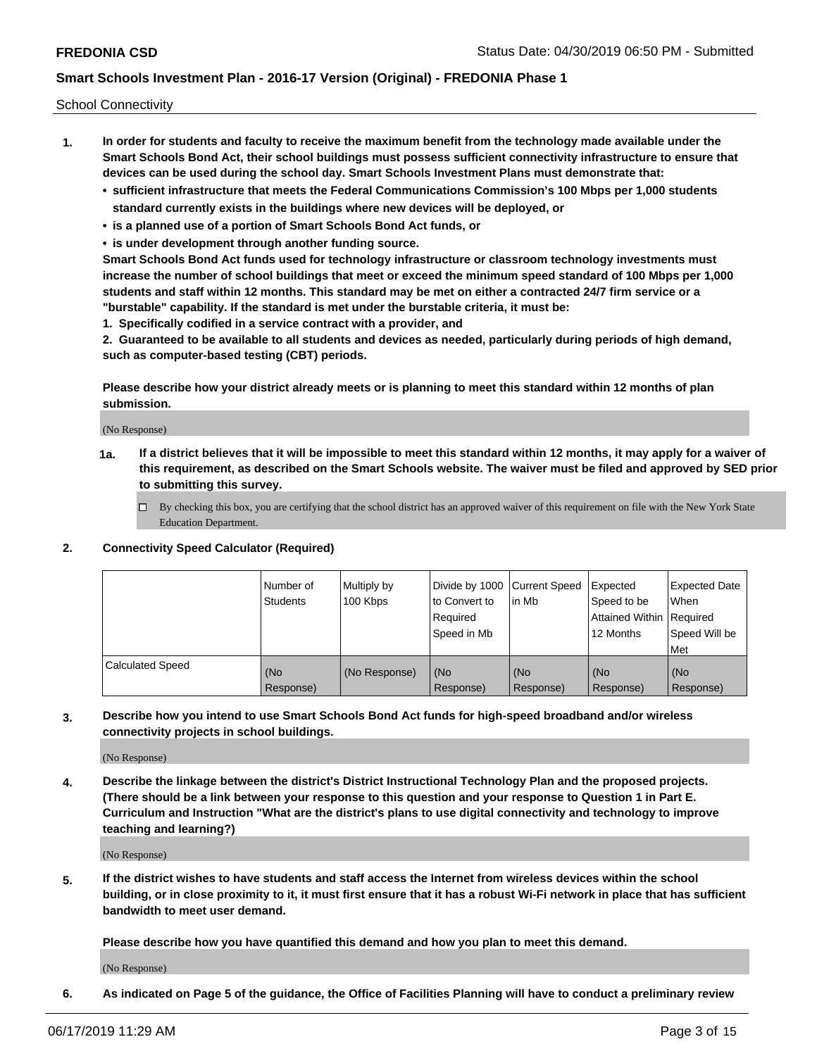School Connectivity

1. **In order for students and faculty to receive the maximum benefit from the technology made available under the Smart Schools Bond Act, their school buildings must possess sufficient connectivity infrastructure to ensure that devices can be used during the school day. Smart Schools Investment Plans must demonstrate that:**
   - **sufficient infrastructure that meets the Federal Communications Commission's 100 Mbps per 1,000 students standard currently exists in the buildings where new devices will be deployed, or**
   - **is a planned use of a portion of Smart Schools Bond Act funds, or**
   - **is under development through another funding source.**

   **Smart Schools Bond Act funds used for technology infrastructure or classroom technology investments must increase the number of school buildings that meet or exceed the minimum speed standard of 100 Mbps per 1,000 students and staff within 12 months. This standard may be met on either a contracted 24/7 firm service or a "burstable" capability. If the standard is met under the burstable criteria, it must be:**

   **1. Specifically codified in a service contract with a provider, and**

   **2. Guaranteed to be available to all students and devices as needed, particularly during periods of high demand, such as computer-based testing (CBT) periods.**

   **Please describe how your district already meets or is planning to meet this standard within 12 months of plan submission.**

   (No Response)

   **1a. If a district believes that it will be impossible to meet this standard within 12 months, it may apply for a waiver of this requirement, as described on the Smart Schools website. The waiver must be filed and approved by SED prior to submitting this survey.**

   ☐ By checking this box, you are certifying that the school district has an approved waiver of this requirement on file with the New York State Education Department.

2. **Connectivity Speed Calculator (Required)**

| | Number of Students | Multiply by 100 Kbps | Divide by 1000 to Convert to Required Speed in Mb | Current Speed in Mb | Expected Speed to be Attained Within 12 Months | Expected Date When Required Speed Will be Met |
|---|---|---|---|---|---|---|
| Calculated Speed | (No Response) | (No Response) | (No Response) | (No Response) | (No Response) | (No Response) |

3. **Describe how you intend to use Smart Schools Bond Act funds for high-speed broadband and/or wireless connectivity projects in school buildings.**

   (No Response)

4. **Describe the linkage between the district's District Instructional Technology Plan and the proposed projects. (There should be a link between your response to this question and your response to Question 1 in Part E. Curriculum and Instruction "What are the district's plans to use digital connectivity and technology to improve teaching and learning?)**

   (No Response)

5. **If the district wishes to have students and staff access the Internet from wireless devices within the school building, or in close proximity to it, it must first ensure that it has a robust Wi-Fi network in place that has sufficient bandwidth to meet user demand.**

   **Please describe how you have quantified this demand and how you plan to meet this demand.**

   (No Response)

6. **As indicated on Page 5 of the guidance, the Office of Facilities Planning will have to conduct a preliminary review**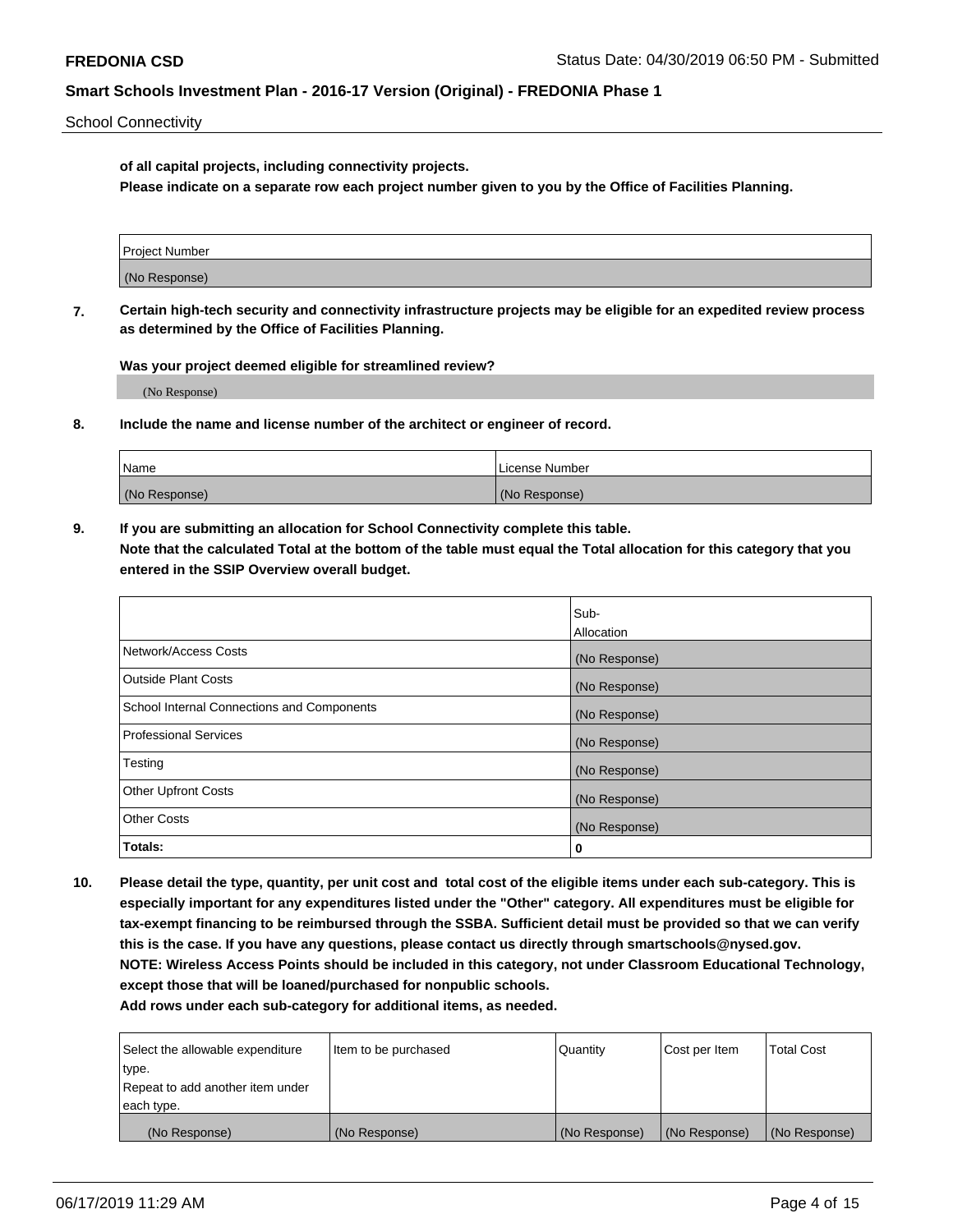**of all capital projects, including connectivity projects.**
**Please indicate on a separate row each project number given to you by the Office of Facilities Planning.**

| Project Number |
| --- |
| (No Response) |

**7. Certain high-tech security and connectivity infrastructure projects may be eligible for an expedited review process as determined by the Office of Facilities Planning.**

**Was your project deemed eligible for streamlined review?**

(No Response)

**8. Include the name and license number of the architect or engineer of record.**

| Name | License Number |
| --- | --- |
| (No Response) | (No Response) |

**9. If you are submitting an allocation for School Connectivity complete this table.**
**Note that the calculated Total at the bottom of the table must equal the Total allocation for this category that you entered in the SSIP Overview overall budget.**

| | Sub-Allocation |
| --- | --- |
| Network/Access Costs | (No Response) |
| Outside Plant Costs | (No Response) |
| School Internal Connections and Components | (No Response) |
| Professional Services | (No Response) |
| Testing | (No Response) |
| Other Upfront Costs | (No Response) |
| Other Costs | (No Response) |
| **Totals:** | **0** |

**10. Please detail the type, quantity, per unit cost and total cost of the eligible items under each sub-category. This is especially important for any expenditures listed under the "Other" category. All expenditures must be eligible for tax-exempt financing to be reimbursed through the SSBA. Sufficient detail must be provided so that we can verify this is the case. If you have any questions, please contact us directly through smartschools@nysed.gov.**
**NOTE: Wireless Access Points should be included in this category, not under Classroom Educational Technology, except those that will be loaned/purchased for nonpublic schools.**
**Add rows under each sub-category for additional items, as needed.**

| Select the allowable expenditure type. Repeat to add another item under each type. | Item to be purchased | Quantity | Cost per Item | Total Cost |
| --- | --- | --- | --- | --- |
| (No Response) | (No Response) | (No Response) | (No Response) | (No Response) |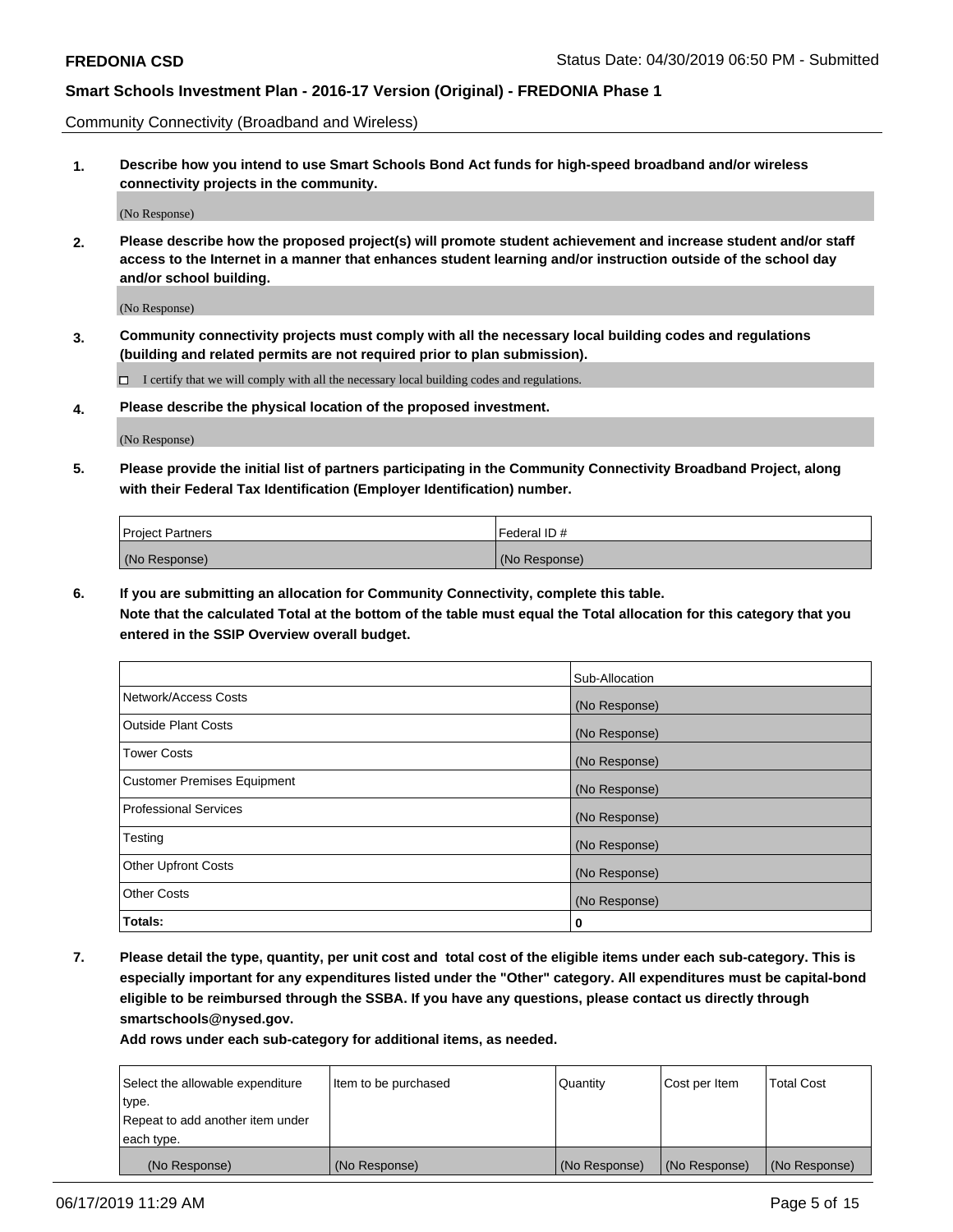Community Connectivity (Broadband and Wireless)

**1. Describe how you intend to use Smart Schools Bond Act funds for high-speed broadband and/or wireless connectivity projects in the community.**

(No Response)

**2. Please describe how the proposed project(s) will promote student achievement and increase student and/or staff access to the Internet in a manner that enhances student learning and/or instruction outside of the school day and/or school building.**

(No Response)

**3. Community connectivity projects must comply with all the necessary local building codes and regulations (building and related permits are not required prior to plan submission).**

☐ I certify that we will comply with all the necessary local building codes and regulations.

**4. Please describe the physical location of the proposed investment.**

(No Response)

**5. Please provide the initial list of partners participating in the Community Connectivity Broadband Project, along with their Federal Tax Identification (Employer Identification) number.**

| Project Partners | Federal ID # |
|---|---|
| (No Response) | (No Response) |

**6. If you are submitting an allocation for Community Connectivity, complete this table.**
**Note that the calculated Total at the bottom of the table must equal the Total allocation for this category that you entered in the SSIP Overview overall budget.**

| | Sub-Allocation |
|---|---|
| Network/Access Costs | (No Response) |
| Outside Plant Costs | (No Response) |
| Tower Costs | (No Response) |
| Customer Premises Equipment | (No Response) |
| Professional Services | (No Response) |
| Testing | (No Response) |
| Other Upfront Costs | (No Response) |
| Other Costs | (No Response) |
| **Totals:** | **0** |

**7. Please detail the type, quantity, per unit cost and total cost of the eligible items under each sub-category. This is especially important for any expenditures listed under the "Other" category. All expenditures must be capital-bond eligible to be reimbursed through the SSBA. If you have any questions, please contact us directly through smartschools@nysed.gov.**

**Add rows under each sub-category for additional items, as needed.**

| Select the allowable expenditure type. Repeat to add another item under each type. | Item to be purchased | Quantity | Cost per Item | Total Cost |
|---|---|---|---|---|
| (No Response) | (No Response) | (No Response) | (No Response) | (No Response) |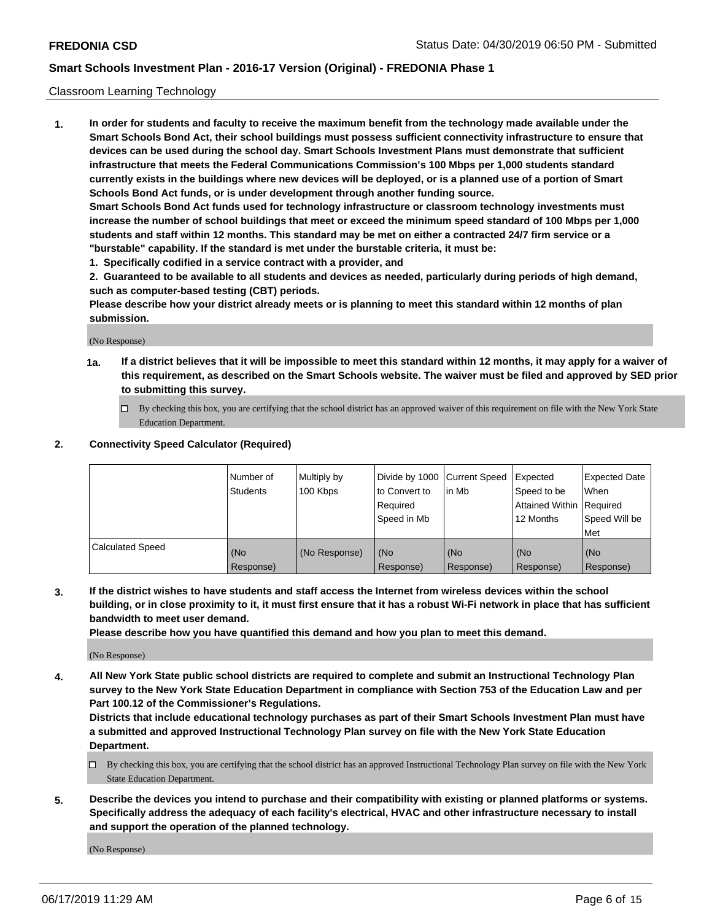Classroom Learning Technology

**1. In order for students and faculty to receive the maximum benefit from the technology made available under the Smart Schools Bond Act, their school buildings must possess sufficient connectivity infrastructure to ensure that devices can be used during the school day. Smart Schools Investment Plans must demonstrate that sufficient infrastructure that meets the Federal Communications Commission's 100 Mbps per 1,000 students standard currently exists in the buildings where new devices will be deployed, or is a planned use of a portion of Smart Schools Bond Act funds, or is under development through another funding source.**

**Smart Schools Bond Act funds used for technology infrastructure or classroom technology investments must increase the number of school buildings that meet or exceed the minimum speed standard of 100 Mbps per 1,000 students and staff within 12 months. This standard may be met on either a contracted 24/7 firm service or a "burstable" capability. If the standard is met under the burstable criteria, it must be:**

**1. Specifically codified in a service contract with a provider, and**

**2. Guaranteed to be available to all students and devices as needed, particularly during periods of high demand, such as computer-based testing (CBT) periods.**

**Please describe how your district already meets or is planning to meet this standard within 12 months of plan submission.**

(No Response)

**1a. If a district believes that it will be impossible to meet this standard within 12 months, it may apply for a waiver of this requirement, as described on the Smart Schools website. The waiver must be filed and approved by SED prior to submitting this survey.**

☐ By checking this box, you are certifying that the school district has an approved waiver of this requirement on file with the New York State Education Department.

**2. Connectivity Speed Calculator (Required)**

| | Number of Students | Multiply by 100 Kbps | Divide by 1000 to Convert to Required Speed in Mb | Current Speed in Mb | Expected Speed to be Attained Within 12 Months | Expected Date When Required Speed Will be Met |
|---|---|---|---|---|---|---|
| Calculated Speed | (No Response) | (No Response) | (No Response) | (No Response) | (No Response) | (No Response) |

**3. If the district wishes to have students and staff access the Internet from wireless devices within the school building, or in close proximity to it, it must first ensure that it has a robust Wi-Fi network in place that has sufficient bandwidth to meet user demand.**

**Please describe how you have quantified this demand and how you plan to meet this demand.**

(No Response)

**4. All New York State public school districts are required to complete and submit an Instructional Technology Plan survey to the New York State Education Department in compliance with Section 753 of the Education Law and per Part 100.12 of the Commissioner's Regulations.**

**Districts that include educational technology purchases as part of their Smart Schools Investment Plan must have a submitted and approved Instructional Technology Plan survey on file with the New York State Education Department.**

☐ By checking this box, you are certifying that the school district has an approved Instructional Technology Plan survey on file with the New York State Education Department.

**5. Describe the devices you intend to purchase and their compatibility with existing or planned platforms or systems. Specifically address the adequacy of each facility's electrical, HVAC and other infrastructure necessary to install and support the operation of the planned technology.**

(No Response)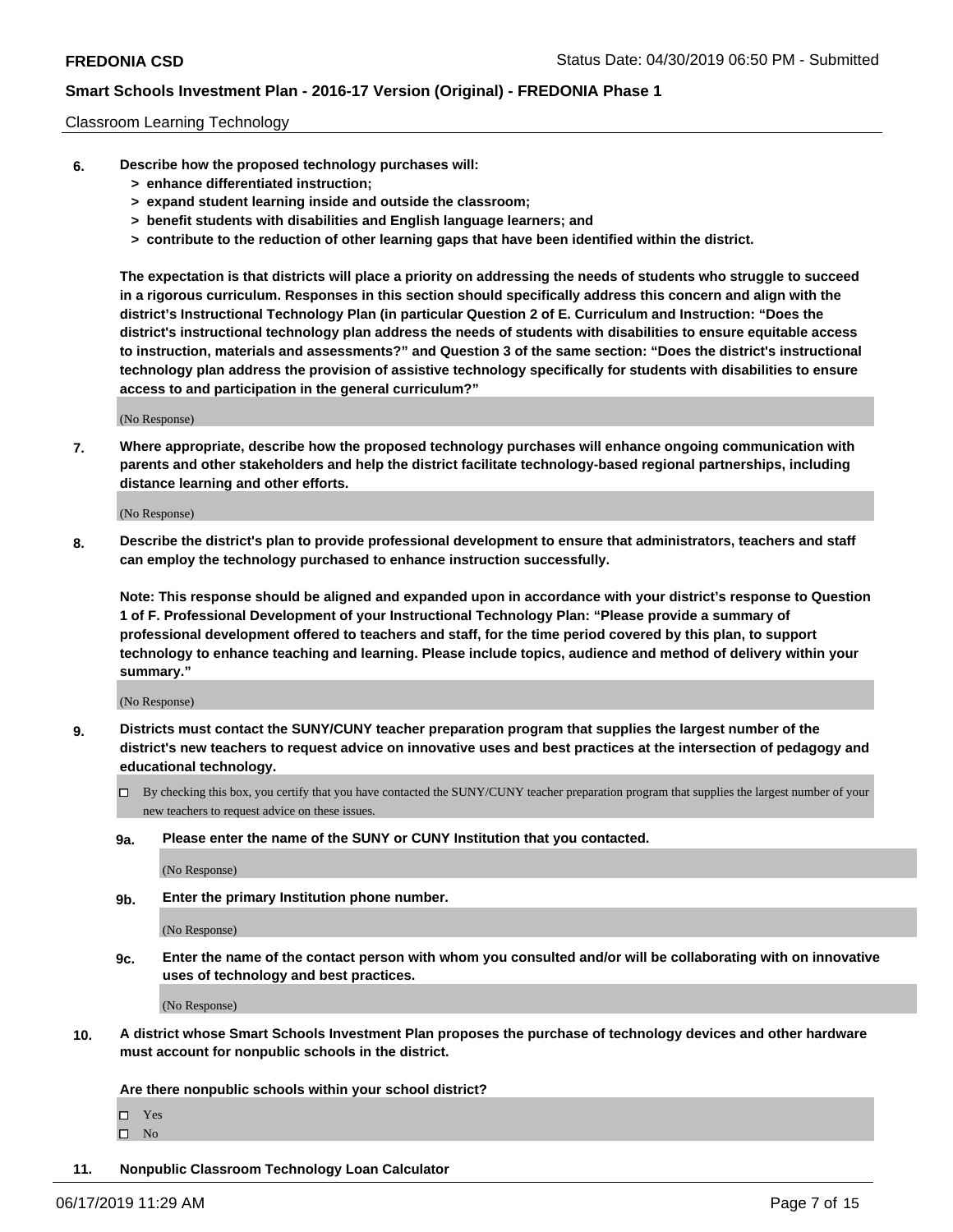Classroom Learning Technology

**6. Describe how the proposed technology purchases will:**
- **> enhance differentiated instruction;**
- **> expand student learning inside and outside the classroom;**
- **> benefit students with disabilities and English language learners; and**
- **> contribute to the reduction of other learning gaps that have been identified within the district.**

**The expectation is that districts will place a priority on addressing the needs of students who struggle to succeed in a rigorous curriculum. Responses in this section should specifically address this concern and align with the district's Instructional Technology Plan (in particular Question 2 of E. Curriculum and Instruction: "Does the district's instructional technology plan address the needs of students with disabilities to ensure equitable access to instruction, materials and assessments?" and Question 3 of the same section: "Does the district's instructional technology plan address the provision of assistive technology specifically for students with disabilities to ensure access to and participation in the general curriculum?"**

(No Response)

**7. Where appropriate, describe how the proposed technology purchases will enhance ongoing communication with parents and other stakeholders and help the district facilitate technology-based regional partnerships, including distance learning and other efforts.**

(No Response)

**8. Describe the district's plan to provide professional development to ensure that administrators, teachers and staff can employ the technology purchased to enhance instruction successfully.**

**Note: This response should be aligned and expanded upon in accordance with your district's response to Question 1 of F. Professional Development of your Instructional Technology Plan: "Please provide a summary of professional development offered to teachers and staff, for the time period covered by this plan, to support technology to enhance teaching and learning. Please include topics, audience and method of delivery within your summary."**

(No Response)

**9. Districts must contact the SUNY/CUNY teacher preparation program that supplies the largest number of the district's new teachers to request advice on innovative uses and best practices at the intersection of pedagogy and educational technology.**

☐ By checking this box, you certify that you have contacted the SUNY/CUNY teacher preparation program that supplies the largest number of your new teachers to request advice on these issues.

**9a. Please enter the name of the SUNY or CUNY Institution that you contacted.**

(No Response)

**9b. Enter the primary Institution phone number.**

(No Response)

**9c. Enter the name of the contact person with whom you consulted and/or will be collaborating with on innovative uses of technology and best practices.**

(No Response)

**10. A district whose Smart Schools Investment Plan proposes the purchase of technology devices and other hardware must account for nonpublic schools in the district.**

**Are there nonpublic schools within your school district?**

☐ Yes
☐ No

**11. Nonpublic Classroom Technology Loan Calculator**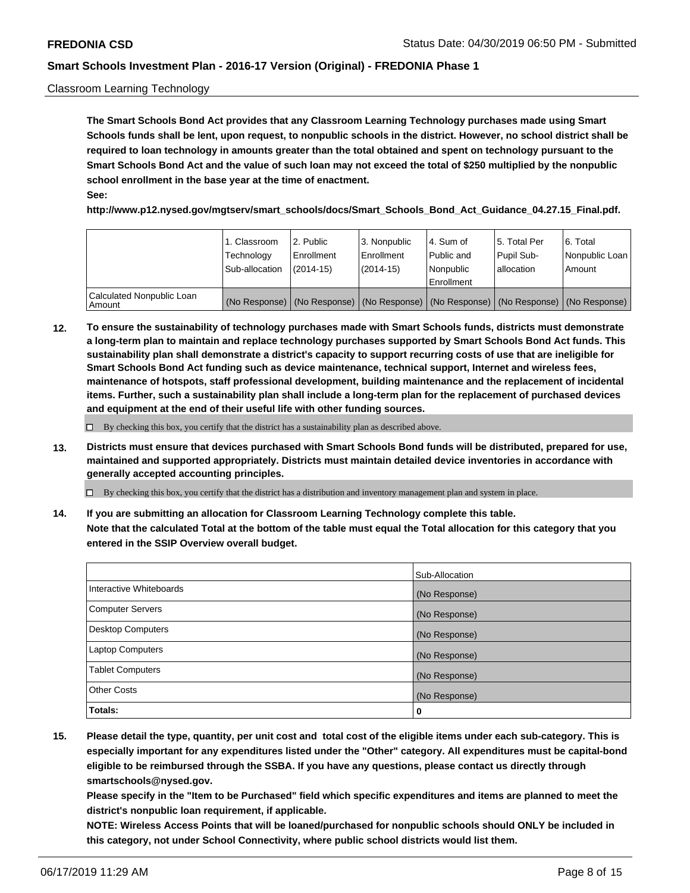Classroom Learning Technology

**The Smart Schools Bond Act provides that any Classroom Learning Technology purchases made using Smart Schools funds shall be lent, upon request, to nonpublic schools in the district. However, no school district shall be required to loan technology in amounts greater than the total obtained and spent on technology pursuant to the Smart Schools Bond Act and the value of such loan may not exceed the total of $250 multiplied by the nonpublic school enrollment in the base year at the time of enactment.**

**See:**

**http://www.p12.nysed.gov/mgtserv/smart_schools/docs/Smart_Schools_Bond_Act_Guidance_04.27.15_Final.pdf.**

| | 1. Classroom Technology Sub-allocation | 2. Public Enrollment (2014-15) | 3. Nonpublic Enrollment (2014-15) | 4. Sum of Public and Nonpublic Enrollment | 5. Total Per Pupil Sub-allocation | 6. Total Nonpublic Loan Amount |
|---|---|---|---|---|---|---|
| Calculated Nonpublic Loan Amount | (No Response) | (No Response) | (No Response) | (No Response) | (No Response) | (No Response) |

**12. To ensure the sustainability of technology purchases made with Smart Schools funds, districts must demonstrate a long-term plan to maintain and replace technology purchases supported by Smart Schools Bond Act funds. This sustainability plan shall demonstrate a district's capacity to support recurring costs of use that are ineligible for Smart Schools Bond Act funding such as device maintenance, technical support, Internet and wireless fees, maintenance of hotspots, staff professional development, building maintenance and the replacement of incidental items. Further, such a sustainability plan shall include a long-term plan for the replacement of purchased devices and equipment at the end of their useful life with other funding sources.**

☐ By checking this box, you certify that the district has a sustainability plan as described above.

**13. Districts must ensure that devices purchased with Smart Schools Bond funds will be distributed, prepared for use, maintained and supported appropriately. Districts must maintain detailed device inventories in accordance with generally accepted accounting principles.**

☐ By checking this box, you certify that the district has a distribution and inventory management plan and system in place.

**14. If you are submitting an allocation for Classroom Learning Technology complete this table.**
**Note that the calculated Total at the bottom of the table must equal the Total allocation for this category that you entered in the SSIP Overview overall budget.**

| | Sub-Allocation |
|---|---|
| Interactive Whiteboards | (No Response) |
| Computer Servers | (No Response) |
| Desktop Computers | (No Response) |
| Laptop Computers | (No Response) |
| Tablet Computers | (No Response) |
| Other Costs | (No Response) |
| **Totals:** | **0** |

**15. Please detail the type, quantity, per unit cost and total cost of the eligible items under each sub-category. This is especially important for any expenditures listed under the "Other" category. All expenditures must be capital-bond eligible to be reimbursed through the SSBA. If you have any questions, please contact us directly through smartschools@nysed.gov.**
**Please specify in the "Item to be Purchased" field which specific expenditures and items are planned to meet the district's nonpublic loan requirement, if applicable.**
**NOTE: Wireless Access Points that will be loaned/purchased for nonpublic schools should ONLY be included in this category, not under School Connectivity, where public school districts would list them.**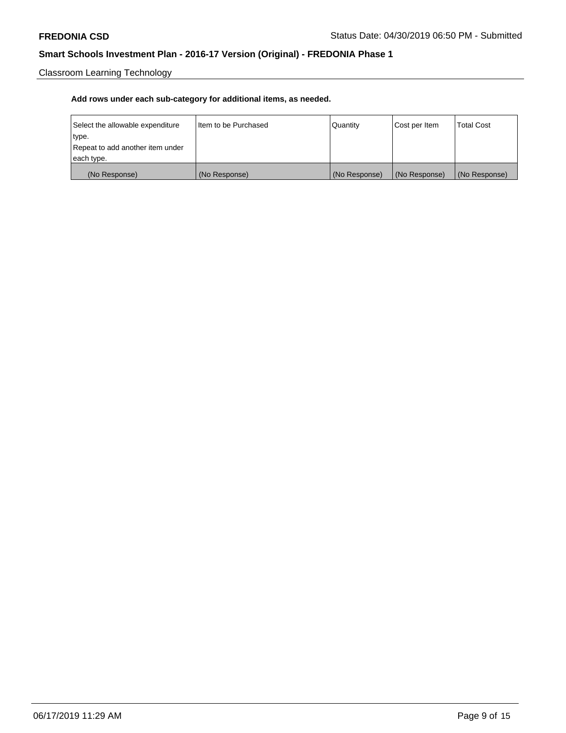Classroom Learning Technology

**Add rows under each sub-category for additional items, as needed.**

| Select the allowable expenditure type.<br>Repeat to add another item under each type. | Item to be Purchased | Quantity | Cost per Item | Total Cost |
|---|---|---|---|---|
| (No Response) | (No Response) | (No Response) | (No Response) | (No Response) |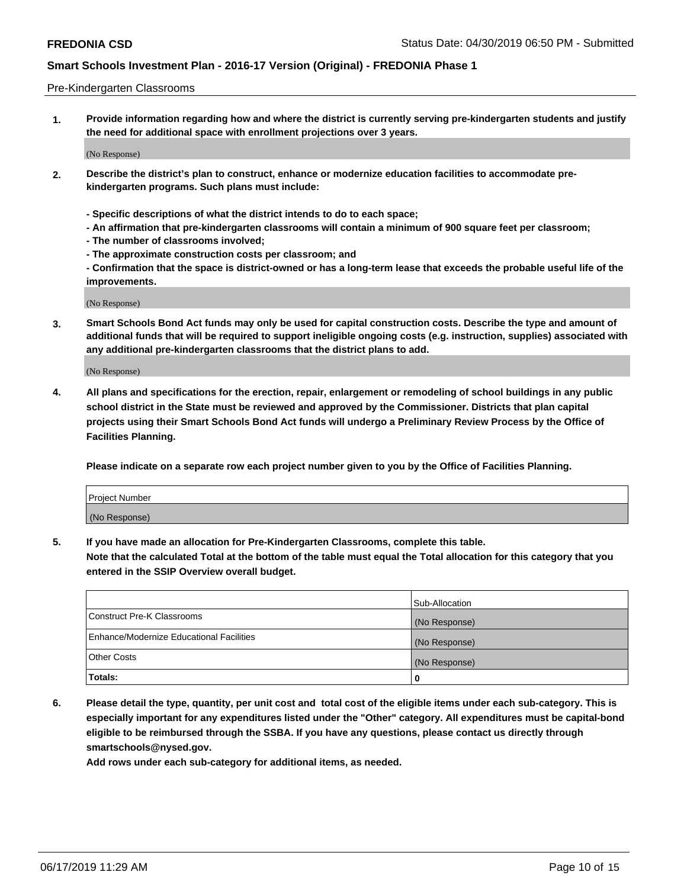Pre-Kindergarten Classrooms

**1. Provide information regarding how and where the district is currently serving pre-kindergarten students and justify the need for additional space with enrollment projections over 3 years.**

(No Response)

**2. Describe the district's plan to construct, enhance or modernize education facilities to accommodate pre-kindergarten programs. Such plans must include:**

**- Specific descriptions of what the district intends to do to each space;**
**- An affirmation that pre-kindergarten classrooms will contain a minimum of 900 square feet per classroom;**
**- The number of classrooms involved;**
**- The approximate construction costs per classroom; and**
**- Confirmation that the space is district-owned or has a long-term lease that exceeds the probable useful life of the improvements.**

(No Response)

**3. Smart Schools Bond Act funds may only be used for capital construction costs. Describe the type and amount of additional funds that will be required to support ineligible ongoing costs (e.g. instruction, supplies) associated with any additional pre-kindergarten classrooms that the district plans to add.**

(No Response)

**4. All plans and specifications for the erection, repair, enlargement or remodeling of school buildings in any public school district in the State must be reviewed and approved by the Commissioner. Districts that plan capital projects using their Smart Schools Bond Act funds will undergo a Preliminary Review Process by the Office of Facilities Planning.**

**Please indicate on a separate row each project number given to you by the Office of Facilities Planning.**

| Project Number |
| --- |
| (No Response) |

**5. If you have made an allocation for Pre-Kindergarten Classrooms, complete this table.**
**Note that the calculated Total at the bottom of the table must equal the Total allocation for this category that you entered in the SSIP Overview overall budget.**

| | Sub-Allocation |
| --- | --- |
| Construct Pre-K Classrooms | (No Response) |
| Enhance/Modernize Educational Facilities | (No Response) |
| Other Costs | (No Response) |
| **Totals:** | **0** |

**6. Please detail the type, quantity, per unit cost and total cost of the eligible items under each sub-category. This is especially important for any expenditures listed under the "Other" category. All expenditures must be capital-bond eligible to be reimbursed through the SSBA. If you have any questions, please contact us directly through smartschools@nysed.gov.**
**Add rows under each sub-category for additional items, as needed.**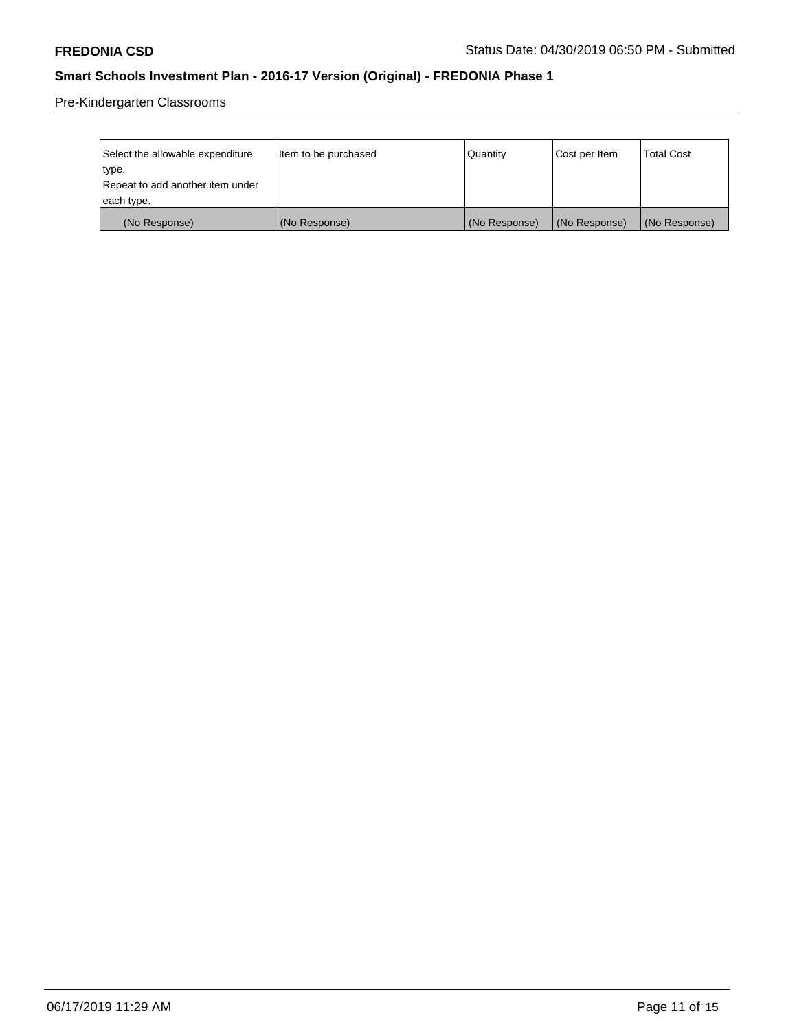Pre-Kindergarten Classrooms

| Select the allowable expenditure type. Repeat to add another item under each type. | Item to be purchased | Quantity | Cost per Item | Total Cost |
|---|---|---|---|---|
| (No Response) | (No Response) | (No Response) | (No Response) | (No Response) |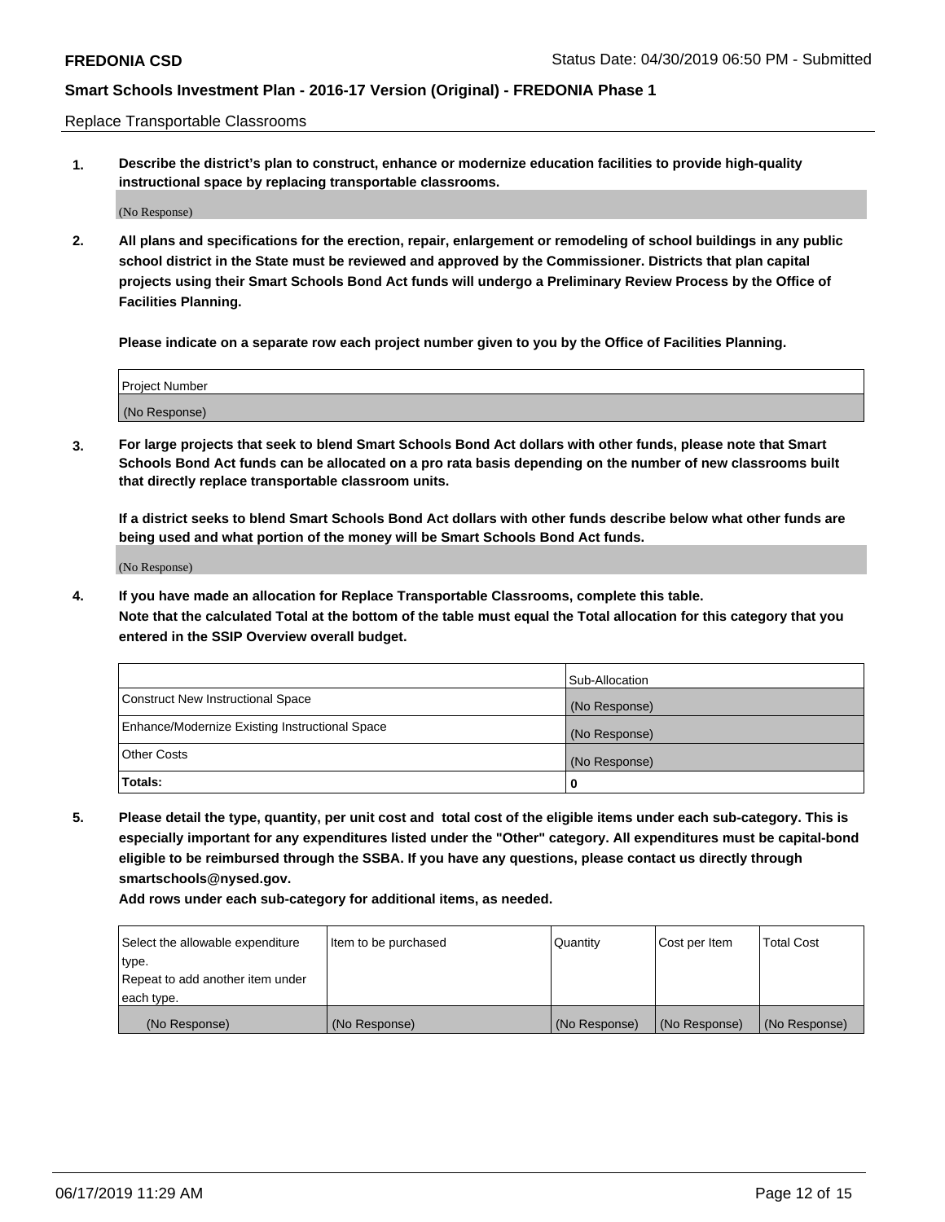Replace Transportable Classrooms

1. **Describe the district's plan to construct, enhance or modernize education facilities to provide high-quality instructional space by replacing transportable classrooms.**

(No Response)

2. **All plans and specifications for the erection, repair, enlargement or remodeling of school buildings in any public school district in the State must be reviewed and approved by the Commissioner. Districts that plan capital projects using their Smart Schools Bond Act funds will undergo a Preliminary Review Process by the Office of Facilities Planning.**

**Please indicate on a separate row each project number given to you by the Office of Facilities Planning.**

| Project Number |
|---|
| (No Response) |

3. **For large projects that seek to blend Smart Schools Bond Act dollars with other funds, please note that Smart Schools Bond Act funds can be allocated on a pro rata basis depending on the number of new classrooms built that directly replace transportable classroom units.**

**If a district seeks to blend Smart Schools Bond Act dollars with other funds describe below what other funds are being used and what portion of the money will be Smart Schools Bond Act funds.**

(No Response)

4. **If you have made an allocation for Replace Transportable Classrooms, complete this table.**
**Note that the calculated Total at the bottom of the table must equal the Total allocation for this category that you entered in the SSIP Overview overall budget.**

| | Sub-Allocation |
|---|---|
| Construct New Instructional Space | (No Response) |
| Enhance/Modernize Existing Instructional Space | (No Response) |
| Other Costs | (No Response) |
| **Totals:** | **0** |

5. **Please detail the type, quantity, per unit cost and total cost of the eligible items under each sub-category. This is especially important for any expenditures listed under the "Other" category. All expenditures must be capital-bond eligible to be reimbursed through the SSBA. If you have any questions, please contact us directly through smartschools@nysed.gov.**

**Add rows under each sub-category for additional items, as needed.**

| Select the allowable expenditure type. Repeat to add another item under each type. | Item to be purchased | Quantity | Cost per Item | Total Cost |
|---|---|---|---|---|
| (No Response) | (No Response) | (No Response) | (No Response) | (No Response) |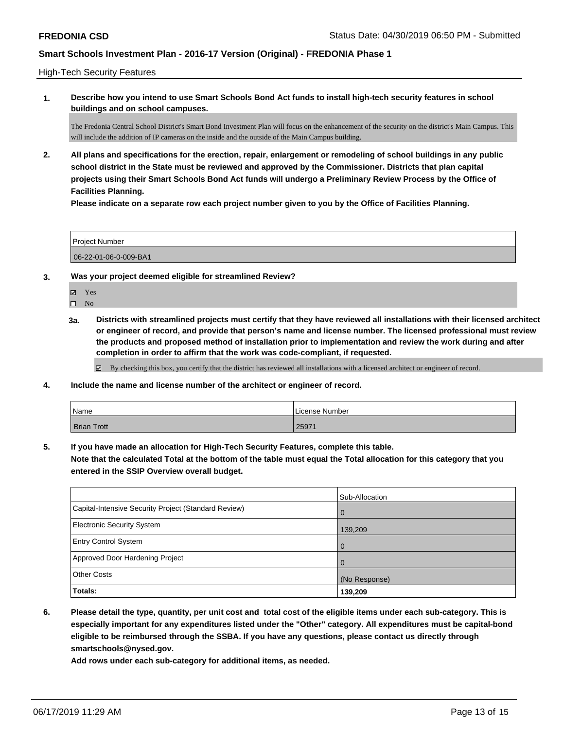High-Tech Security Features

**1. Describe how you intend to use Smart Schools Bond Act funds to install high-tech security features in school buildings and on school campuses.**

The Fredonia Central School District's Smart Bond Investment Plan will focus on the enhancement of the security on the district's Main Campus. This will include the addition of IP cameras on the inside and the outside of the Main Campus building.

**2. All plans and specifications for the erection, repair, enlargement or remodeling of school buildings in any public school district in the State must be reviewed and approved by the Commissioner. Districts that plan capital projects using their Smart Schools Bond Act funds will undergo a Preliminary Review Process by the Office of Facilities Planning.**
**Please indicate on a separate row each project number given to you by the Office of Facilities Planning.**

| Project Number |
| --- |
| 06-22-01-06-0-009-BA1 |

**3. Was your project deemed eligible for streamlined Review?**

- [x] Yes
- [ ] No

**3a. Districts with streamlined projects must certify that they have reviewed all installations with their licensed architect or engineer of record, and provide that person's name and license number. The licensed professional must review the products and proposed method of installation prior to implementation and review the work during and after completion in order to affirm that the work was code-compliant, if requested.**

- [x] By checking this box, you certify that the district has reviewed all installations with a licensed architect or engineer of record.

**4. Include the name and license number of the architect or engineer of record.**

| Name | License Number |
| --- | --- |
| Brian Trott | 25971 |

**5. If you have made an allocation for High-Tech Security Features, complete this table.**
**Note that the calculated Total at the bottom of the table must equal the Total allocation for this category that you entered in the SSIP Overview overall budget.**

| | Sub-Allocation |
| --- | --- |
| Capital-Intensive Security Project (Standard Review) | 0 |
| Electronic Security System | 139,209 |
| Entry Control System | 0 |
| Approved Door Hardening Project | 0 |
| Other Costs | (No Response) |
| **Totals:** | **139,209** |

**6. Please detail the type, quantity, per unit cost and total cost of the eligible items under each sub-category. This is especially important for any expenditures listed under the "Other" category. All expenditures must be capital-bond eligible to be reimbursed through the SSBA. If you have any questions, please contact us directly through smartschools@nysed.gov.**
**Add rows under each sub-category for additional items, as needed.**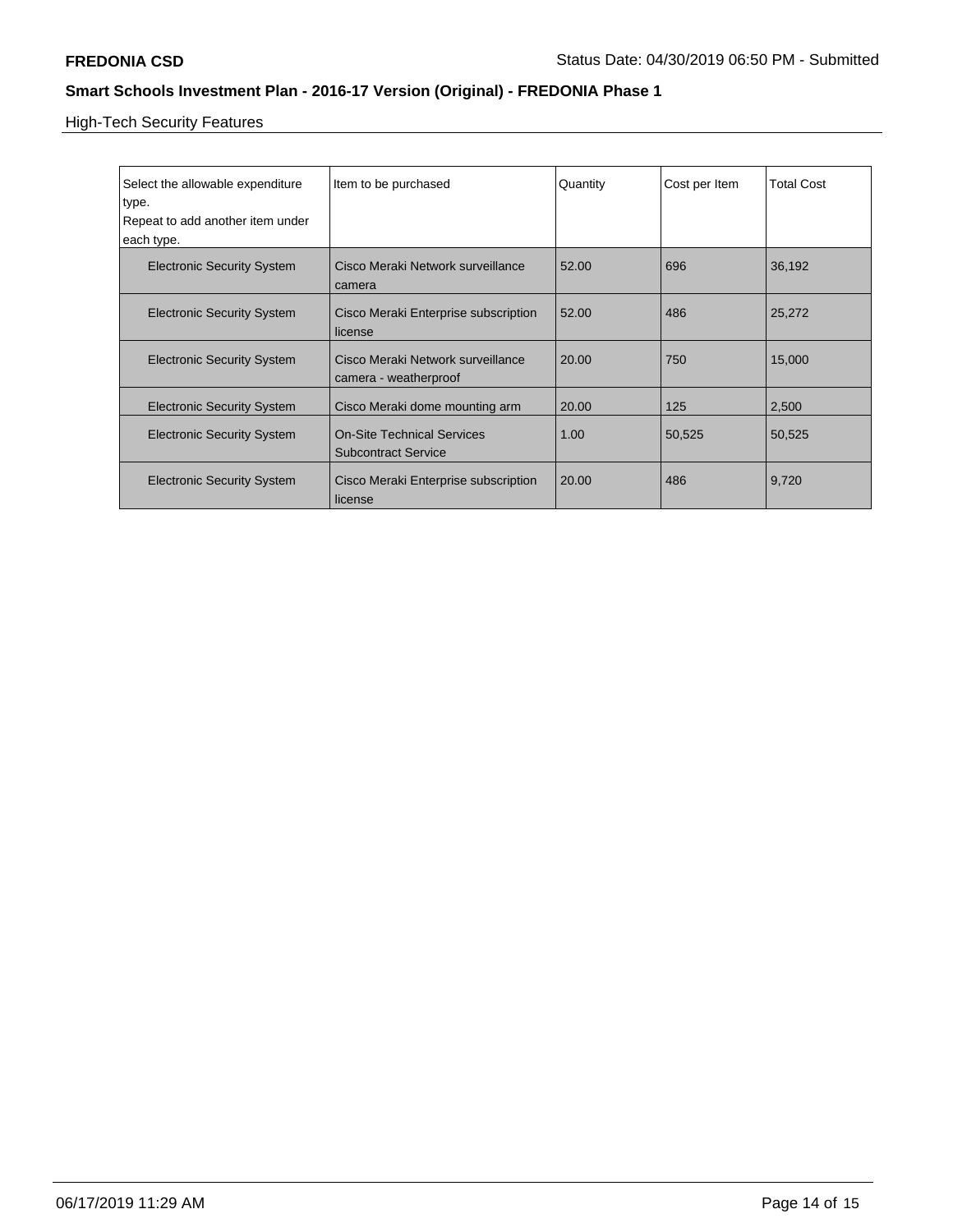**FREDONIA CSD** Status Date: 04/30/2019 06:50 PM - Submitted

## Smart Schools Investment Plan - 2016-17 Version (Original) - FREDONIA Phase 1

High-Tech Security Features

| Select the allowable expenditure type. Repeat to add another item under each type. | Item to be purchased | Quantity | Cost per Item | Total Cost |
|---|---|---|---|---|
| Electronic Security System | Cisco Meraki Network surveillance camera | 52.00 | 696 | 36,192 |
| Electronic Security System | Cisco Meraki Enterprise subscription license | 52.00 | 486 | 25,272 |
| Electronic Security System | Cisco Meraki Network surveillance camera - weatherproof | 20.00 | 750 | 15,000 |
| Electronic Security System | Cisco Meraki dome mounting arm | 20.00 | 125 | 2,500 |
| Electronic Security System | On-Site Technical Services Subcontract Service | 1.00 | 50,525 | 50,525 |
| Electronic Security System | Cisco Meraki Enterprise subscription license | 20.00 | 486 | 9,720 |